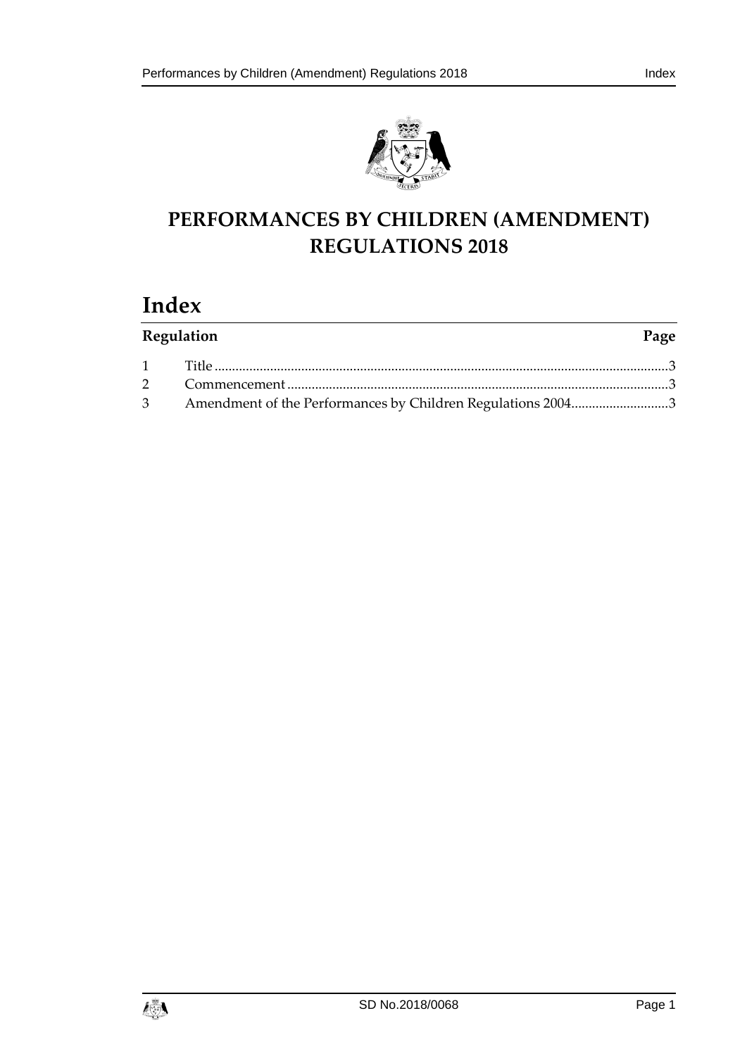# PERFORMANCES BY CHILDREN (AMENDMENT) REGULATIONS 2018

## Index

| Regulation | | Page |
|---|---|---|
| 1 | Title | 3 |
| 2 | Commencement | 3 |
| 3 | Amendment of the Performances by Children Regulations 2004 | 3 |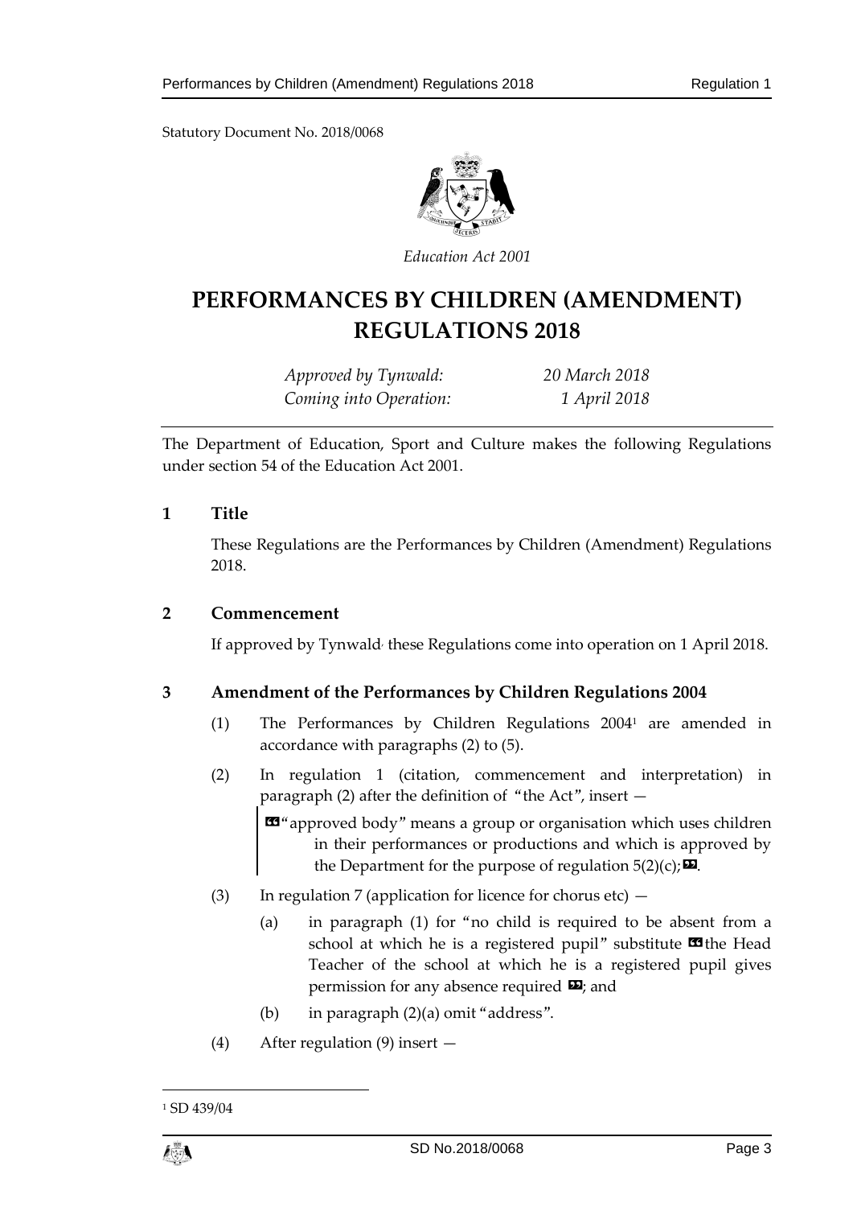Statutory Document No. 2018/0068

*Education Act 2001*

# PERFORMANCES BY CHILDREN (AMENDMENT) REGULATIONS 2018

*Approved by Tynwald:* *20 March 2018*
*Coming into Operation:* *1 April 2018*

The Department of Education, Sport and Culture makes the following Regulations under section 54 of the Education Act 2001.

## 1 Title

These Regulations are the Performances by Children (Amendment) Regulations 2018.

## 2 Commencement

If approved by Tynwald, these Regulations come into operation on 1 April 2018.

## 3 Amendment of the Performances by Children Regulations 2004

(1) The Performances by Children Regulations 2004[1] are amended in accordance with paragraphs (2) to (5).

(2) In regulation 1 (citation, commencement and interpretation) in paragraph (2) after the definition of "the Act", insert —

> «"approved body" means a group or organisation which uses children in their performances or productions and which is approved by the Department for the purpose of regulation 5(2)(c);».

(3) In regulation 7 (application for licence for chorus etc) —

(a) in paragraph (1) for "no child is required to be absent from a school at which he is a registered pupil" substitute «the Head Teacher of the school at which he is a registered pupil gives permission for any absence required »; and

(b) in paragraph (2)(a) omit "address".

(4) After regulation (9) insert —

[1] SD 439/04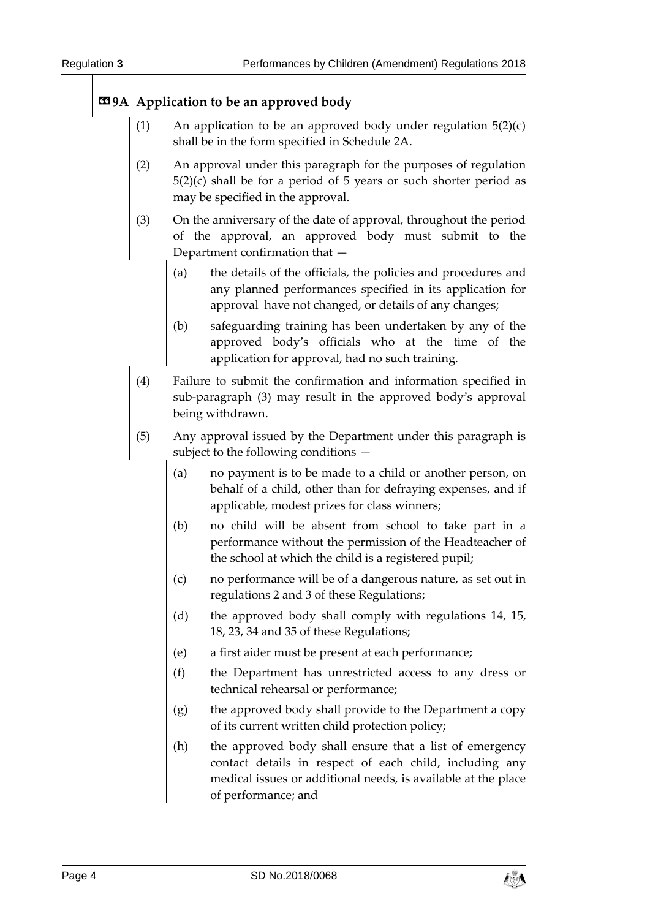### «9A Application to be an approved body

(1) An application to be an approved body under regulation 5(2)(c) shall be in the form specified in Schedule 2A.

(2) An approval under this paragraph for the purposes of regulation 5(2)(c) shall be for a period of 5 years or such shorter period as may be specified in the approval.

(3) On the anniversary of the date of approval, throughout the period of the approval, an approved body must submit to the Department confirmation that —

(a) the details of the officials, the policies and procedures and any planned performances specified in its application for approval have not changed, or details of any changes;

(b) safeguarding training has been undertaken by any of the approved body's officials who at the time of the application for approval, had no such training.

(4) Failure to submit the confirmation and information specified in sub-paragraph (3) may result in the approved body's approval being withdrawn.

(5) Any approval issued by the Department under this paragraph is subject to the following conditions —

(a) no payment is to be made to a child or another person, on behalf of a child, other than for defraying expenses, and if applicable, modest prizes for class winners;

(b) no child will be absent from school to take part in a performance without the permission of the Headteacher of the school at which the child is a registered pupil;

(c) no performance will be of a dangerous nature, as set out in regulations 2 and 3 of these Regulations;

(d) the approved body shall comply with regulations 14, 15, 18, 23, 34 and 35 of these Regulations;

(e) a first aider must be present at each performance;

(f) the Department has unrestricted access to any dress or technical rehearsal or performance;

(g) the approved body shall provide to the Department a copy of its current written child protection policy;

(h) the approved body shall ensure that a list of emergency contact details in respect of each child, including any medical issues or additional needs, is available at the place of performance; and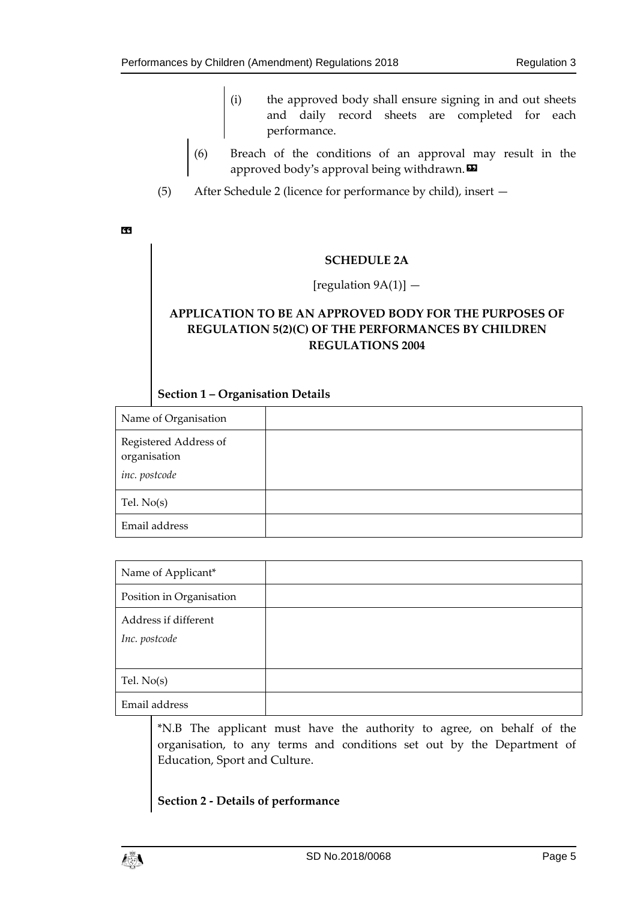(i) the approved body shall ensure signing in and out sheets and daily record sheets are completed for each performance.

(6) Breach of the conditions of an approval may result in the approved body's approval being withdrawn. »

(5) After Schedule 2 (licence for performance by child), insert —

«

**SCHEDULE 2A**

[regulation 9A(1)] —

**APPLICATION TO BE AN APPROVED BODY FOR THE PURPOSES OF REGULATION 5(2)(C) OF THE PERFORMANCES BY CHILDREN REGULATIONS 2004**

**Section 1 – Organisation Details**

| Name of Organisation | |
|---|---|
| Registered Address of organisation *inc. postcode* | |
| Tel. No(s) | |
| Email address | |

| Name of Applicant* | |
|---|---|
| Position in Organisation | |
| Address if different *Inc. postcode* | |
| Tel. No(s) | |
| Email address | |

*N.B The applicant must have the authority to agree, on behalf of the organisation, to any terms and conditions set out by the Department of Education, Sport and Culture.

**Section 2 - Details of performance**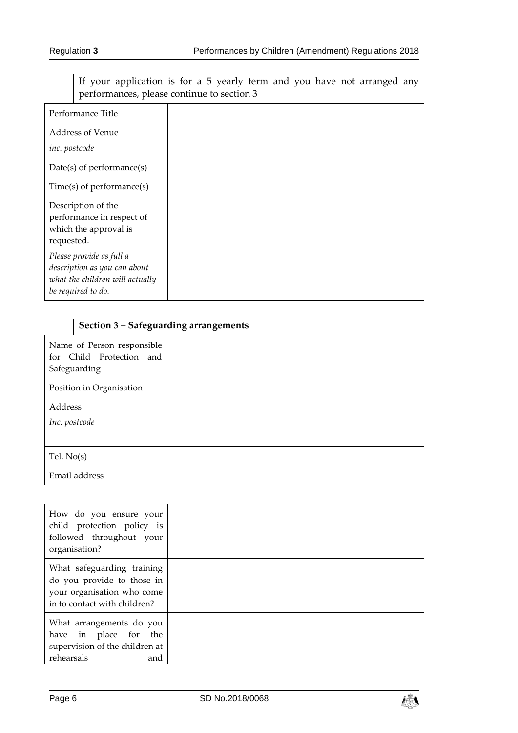If your application is for a 5 yearly term and you have not arranged any performances, please continue to section 3

| Performance Title | |
|---|---|
| Address of Venue<br>*inc. postcode* | |
| Date(s) of performance(s) | |
| Time(s) of performance(s) | |
| Description of the performance in respect of which the approval is requested.<br>*Please provide as full a description as you can about what the children will actually be required to do.* | |

**Section 3 – Safeguarding arrangements**

| Name of Person responsible for Child Protection and Safeguarding | |
|---|---|
| Position in Organisation | |
| Address<br>*Inc. postcode* | |
| Tel. No(s) | |
| Email address | |

| How do you ensure your child protection policy is followed throughout your organisation? | |
|---|---|
| What safeguarding training do you provide to those in your organisation who come in to contact with children? | |
| What arrangements do you have in place for the supervision of the children at rehearsals and | |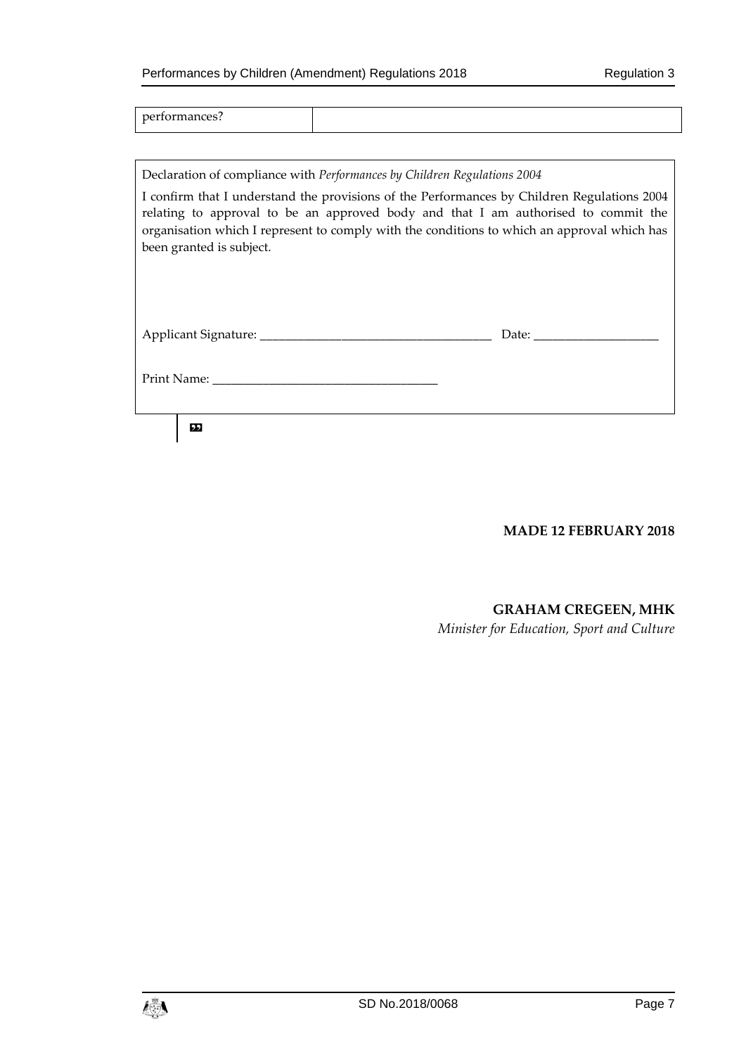| performances? | |
|---|---|

| Declaration of compliance with *Performances by Children Regulations 2004* |
|---|
| I confirm that I understand the provisions of the Performances by Children Regulations 2004 relating to approval to be an approved body and that I am authorised to commit the organisation which I represent to comply with the conditions to which an approval which has been granted is subject. |
| Applicant Signature: ____________________________________ Date: ___________________ |
| Print Name: ___________________________________ |

»

**MADE 12 FEBRUARY 2018**

**GRAHAM CREGEEN, MHK**
*Minister for Education, Sport and Culture*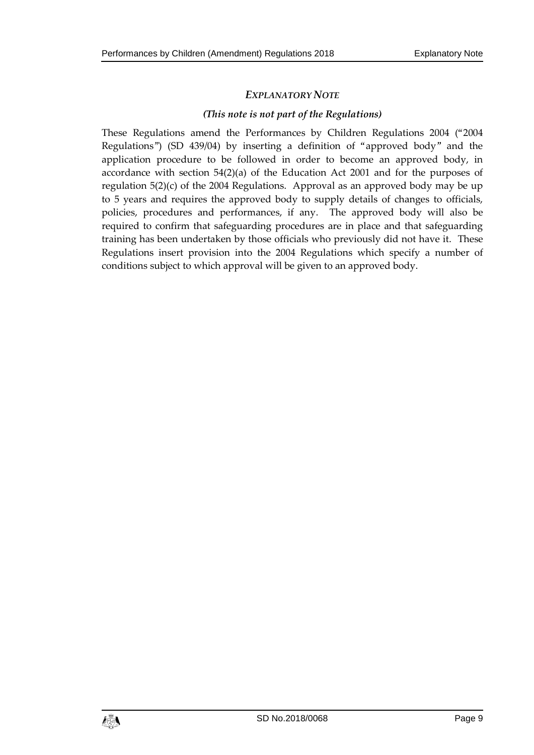## *EXPLANATORY NOTE*

***(This note is not part of the Regulations)***

These Regulations amend the Performances by Children Regulations 2004 ("2004 Regulations") (SD 439/04) by inserting a definition of "approved body" and the application procedure to be followed in order to become an approved body, in accordance with section 54(2)(a) of the Education Act 2001 and for the purposes of regulation 5(2)(c) of the 2004 Regulations. Approval as an approved body may be up to 5 years and requires the approved body to supply details of changes to officials, policies, procedures and performances, if any. The approved body will also be required to confirm that safeguarding procedures are in place and that safeguarding training has been undertaken by those officials who previously did not have it. These Regulations insert provision into the 2004 Regulations which specify a number of conditions subject to which approval will be given to an approved body.